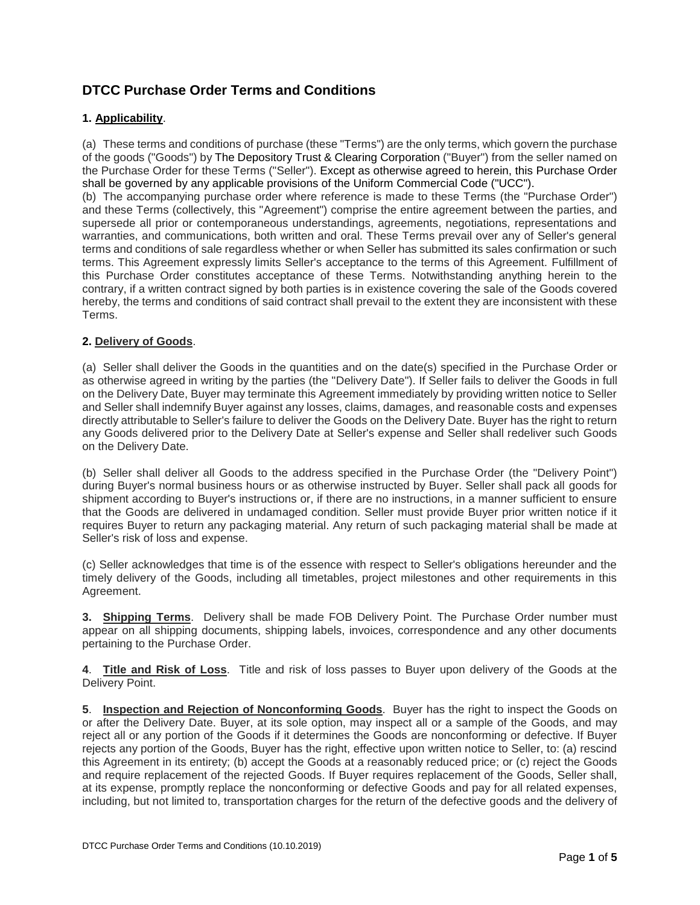# DTCC Purchase Order Terms and Conditions

**1. Applicability**.

(a) These terms and conditions of purchase (these "Terms") are the only terms, which govern the purchase of the goods ("Goods") by The Depository Trust & Clearing Corporation ("Buyer") from the seller named on the Purchase Order for these Terms ("Seller"). Except as otherwise agreed to herein, this Purchase Order shall be governed by any applicable provisions of the Uniform Commercial Code ("UCC").

(b) The accompanying purchase order where reference is made to these Terms (the "Purchase Order") and these Terms (collectively, this "Agreement") comprise the entire agreement between the parties, and supersede all prior or contemporaneous understandings, agreements, negotiations, representations and warranties, and communications, both written and oral. These Terms prevail over any of Seller's general terms and conditions of sale regardless whether or when Seller has submitted its sales confirmation or such terms. This Agreement expressly limits Seller's acceptance to the terms of this Agreement. Fulfillment of this Purchase Order constitutes acceptance of these Terms. Notwithstanding anything herein to the contrary, if a written contract signed by both parties is in existence covering the sale of the Goods covered hereby, the terms and conditions of said contract shall prevail to the extent they are inconsistent with these Terms.

**2. Delivery of Goods**.

(a) Seller shall deliver the Goods in the quantities and on the date(s) specified in the Purchase Order or as otherwise agreed in writing by the parties (the "Delivery Date"). If Seller fails to deliver the Goods in full on the Delivery Date, Buyer may terminate this Agreement immediately by providing written notice to Seller and Seller shall indemnify Buyer against any losses, claims, damages, and reasonable costs and expenses directly attributable to Seller's failure to deliver the Goods on the Delivery Date. Buyer has the right to return any Goods delivered prior to the Delivery Date at Seller's expense and Seller shall redeliver such Goods on the Delivery Date.

(b) Seller shall deliver all Goods to the address specified in the Purchase Order (the "Delivery Point") during Buyer's normal business hours or as otherwise instructed by Buyer. Seller shall pack all goods for shipment according to Buyer's instructions or, if there are no instructions, in a manner sufficient to ensure that the Goods are delivered in undamaged condition. Seller must provide Buyer prior written notice if it requires Buyer to return any packaging material. Any return of such packaging material shall be made at Seller's risk of loss and expense.

(c) Seller acknowledges that time is of the essence with respect to Seller's obligations hereunder and the timely delivery of the Goods, including all timetables, project milestones and other requirements in this Agreement.

**3. Shipping Terms**. Delivery shall be made FOB Delivery Point. The Purchase Order number must appear on all shipping documents, shipping labels, invoices, correspondence and any other documents pertaining to the Purchase Order.

**4**. **Title and Risk of Loss**. Title and risk of loss passes to Buyer upon delivery of the Goods at the Delivery Point.

**5**. **Inspection and Rejection of Nonconforming Goods**. Buyer has the right to inspect the Goods on or after the Delivery Date. Buyer, at its sole option, may inspect all or a sample of the Goods, and may reject all or any portion of the Goods if it determines the Goods are nonconforming or defective. If Buyer rejects any portion of the Goods, Buyer has the right, effective upon written notice to Seller, to: (a) rescind this Agreement in its entirety; (b) accept the Goods at a reasonably reduced price; or (c) reject the Goods and require replacement of the rejected Goods. If Buyer requires replacement of the Goods, Seller shall, at its expense, promptly replace the nonconforming or defective Goods and pay for all related expenses, including, but not limited to, transportation charges for the return of the defective goods and the delivery of

DTCC Purchase Order Terms and Conditions (10.10.2019)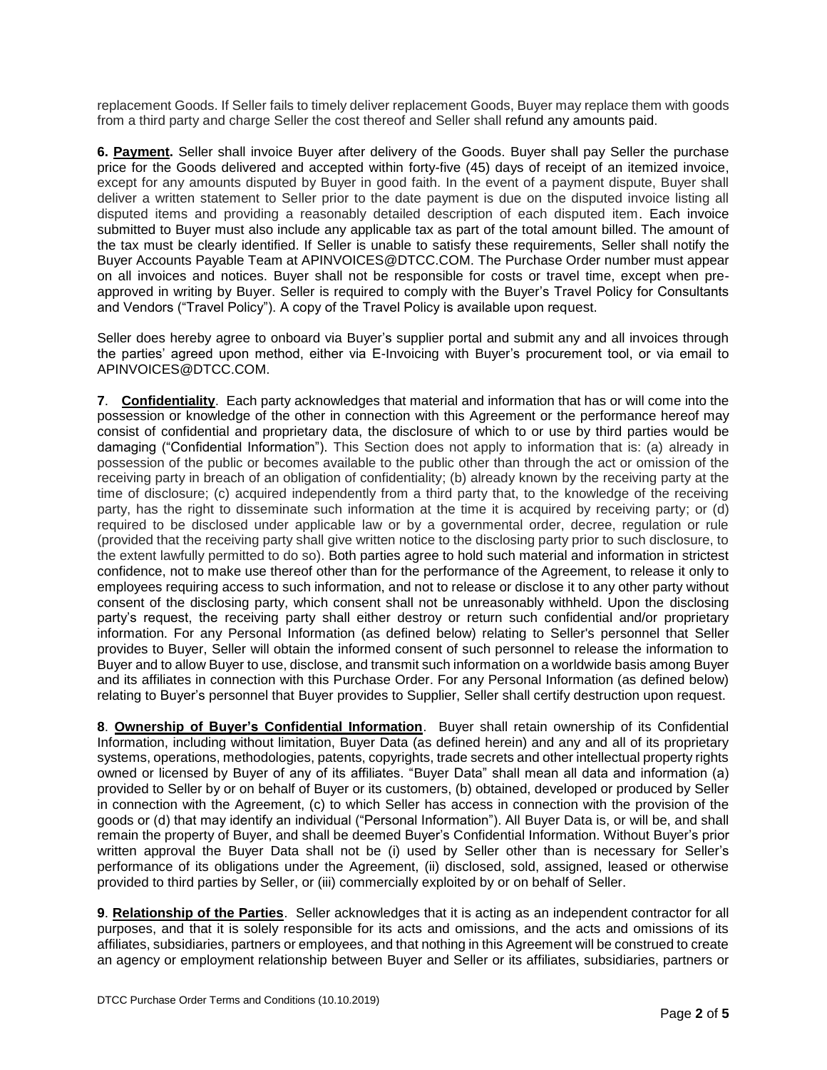replacement Goods. If Seller fails to timely deliver replacement Goods, Buyer may replace them with goods from a third party and charge Seller the cost thereof and Seller shall refund any amounts paid.

**6. Payment.** Seller shall invoice Buyer after delivery of the Goods. Buyer shall pay Seller the purchase price for the Goods delivered and accepted within forty-five (45) days of receipt of an itemized invoice, except for any amounts disputed by Buyer in good faith. In the event of a payment dispute, Buyer shall deliver a written statement to Seller prior to the date payment is due on the disputed invoice listing all disputed items and providing a reasonably detailed description of each disputed item. Each invoice submitted to Buyer must also include any applicable tax as part of the total amount billed. The amount of the tax must be clearly identified. If Seller is unable to satisfy these requirements, Seller shall notify the Buyer Accounts Payable Team at APINVOICES@DTCC.COM. The Purchase Order number must appear on all invoices and notices. Buyer shall not be responsible for costs or travel time, except when pre-approved in writing by Buyer. Seller is required to comply with the Buyer's Travel Policy for Consultants and Vendors ("Travel Policy"). A copy of the Travel Policy is available upon request.

Seller does hereby agree to onboard via Buyer's supplier portal and submit any and all invoices through the parties' agreed upon method, either via E-Invoicing with Buyer's procurement tool, or via email to APINVOICES@DTCC.COM.

**7**. **Confidentiality**. Each party acknowledges that material and information that has or will come into the possession or knowledge of the other in connection with this Agreement or the performance hereof may consist of confidential and proprietary data, the disclosure of which to or use by third parties would be damaging ("Confidential Information"). This Section does not apply to information that is: (a) already in possession of the public or becomes available to the public other than through the act or omission of the receiving party in breach of an obligation of confidentiality; (b) already known by the receiving party at the time of disclosure; (c) acquired independently from a third party that, to the knowledge of the receiving party, has the right to disseminate such information at the time it is acquired by receiving party; or (d) required to be disclosed under applicable law or by a governmental order, decree, regulation or rule (provided that the receiving party shall give written notice to the disclosing party prior to such disclosure, to the extent lawfully permitted to do so). Both parties agree to hold such material and information in strictest confidence, not to make use thereof other than for the performance of the Agreement, to release it only to employees requiring access to such information, and not to release or disclose it to any other party without consent of the disclosing party, which consent shall not be unreasonably withheld. Upon the disclosing party's request, the receiving party shall either destroy or return such confidential and/or proprietary information. For any Personal Information (as defined below) relating to Seller's personnel that Seller provides to Buyer, Seller will obtain the informed consent of such personnel to release the information to Buyer and to allow Buyer to use, disclose, and transmit such information on a worldwide basis among Buyer and its affiliates in connection with this Purchase Order. For any Personal Information (as defined below) relating to Buyer's personnel that Buyer provides to Supplier, Seller shall certify destruction upon request.

**8**. **Ownership of Buyer's Confidential Information**. Buyer shall retain ownership of its Confidential Information, including without limitation, Buyer Data (as defined herein) and any and all of its proprietary systems, operations, methodologies, patents, copyrights, trade secrets and other intellectual property rights owned or licensed by Buyer of any of its affiliates. "Buyer Data" shall mean all data and information (a) provided to Seller by or on behalf of Buyer or its customers, (b) obtained, developed or produced by Seller in connection with the Agreement, (c) to which Seller has access in connection with the provision of the goods or (d) that may identify an individual ("Personal Information"). All Buyer Data is, or will be, and shall remain the property of Buyer, and shall be deemed Buyer's Confidential Information. Without Buyer's prior written approval the Buyer Data shall not be (i) used by Seller other than is necessary for Seller's performance of its obligations under the Agreement, (ii) disclosed, sold, assigned, leased or otherwise provided to third parties by Seller, or (iii) commercially exploited by or on behalf of Seller.

**9**. **Relationship of the Parties**. Seller acknowledges that it is acting as an independent contractor for all purposes, and that it is solely responsible for its acts and omissions, and the acts and omissions of its affiliates, subsidiaries, partners or employees, and that nothing in this Agreement will be construed to create an agency or employment relationship between Buyer and Seller or its affiliates, subsidiaries, partners or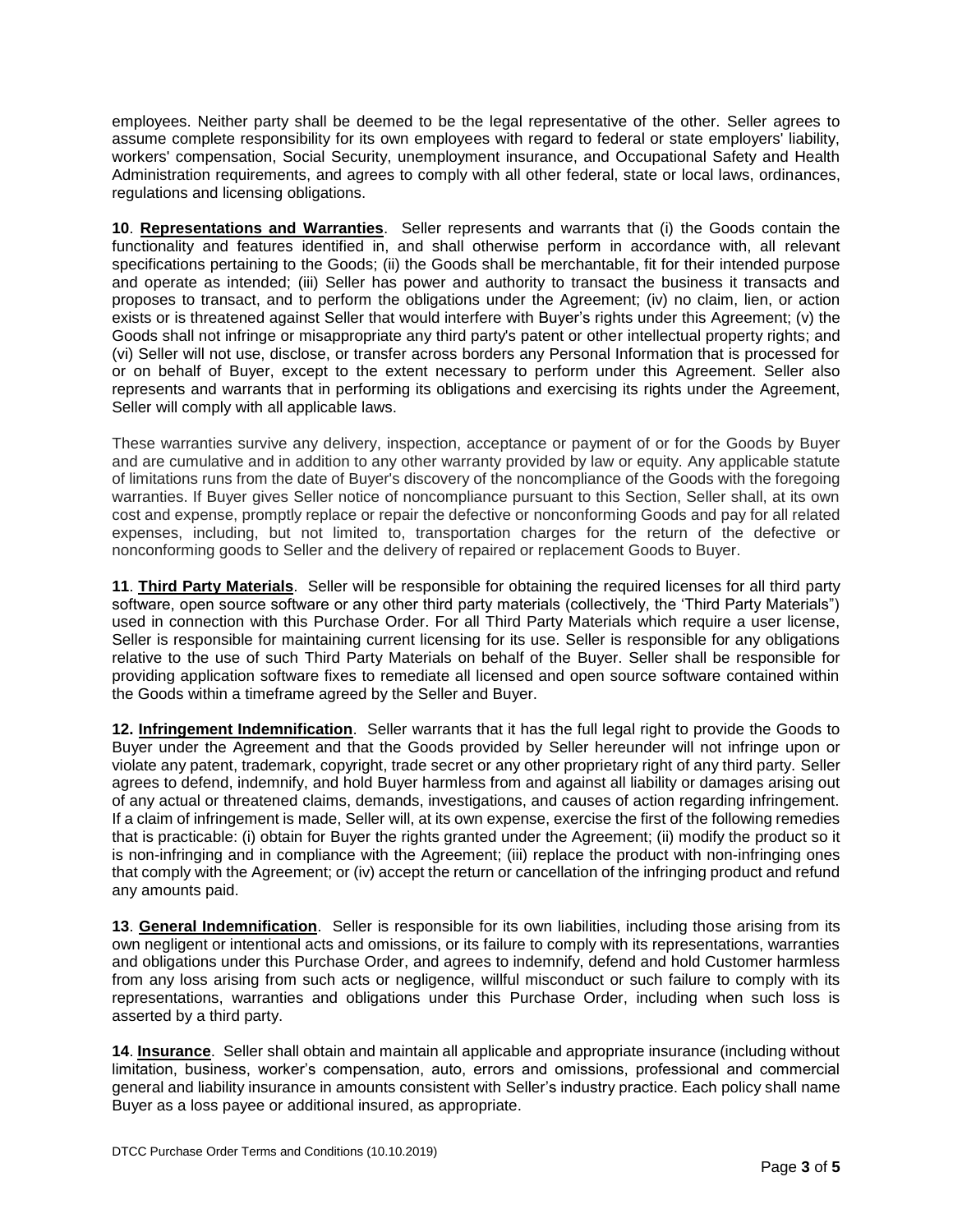employees. Neither party shall be deemed to be the legal representative of the other. Seller agrees to assume complete responsibility for its own employees with regard to federal or state employers' liability, workers' compensation, Social Security, unemployment insurance, and Occupational Safety and Health Administration requirements, and agrees to comply with all other federal, state or local laws, ordinances, regulations and licensing obligations.

**10**. **Representations and Warranties**. Seller represents and warrants that (i) the Goods contain the functionality and features identified in, and shall otherwise perform in accordance with, all relevant specifications pertaining to the Goods; (ii) the Goods shall be merchantable, fit for their intended purpose and operate as intended; (iii) Seller has power and authority to transact the business it transacts and proposes to transact, and to perform the obligations under the Agreement; (iv) no claim, lien, or action exists or is threatened against Seller that would interfere with Buyer's rights under this Agreement; (v) the Goods shall not infringe or misappropriate any third party's patent or other intellectual property rights; and (vi) Seller will not use, disclose, or transfer across borders any Personal Information that is processed for or on behalf of Buyer, except to the extent necessary to perform under this Agreement. Seller also represents and warrants that in performing its obligations and exercising its rights under the Agreement, Seller will comply with all applicable laws.

These warranties survive any delivery, inspection, acceptance or payment of or for the Goods by Buyer and are cumulative and in addition to any other warranty provided by law or equity. Any applicable statute of limitations runs from the date of Buyer's discovery of the noncompliance of the Goods with the foregoing warranties. If Buyer gives Seller notice of noncompliance pursuant to this Section, Seller shall, at its own cost and expense, promptly replace or repair the defective or nonconforming Goods and pay for all related expenses, including, but not limited to, transportation charges for the return of the defective or nonconforming goods to Seller and the delivery of repaired or replacement Goods to Buyer.

**11**. **Third Party Materials**. Seller will be responsible for obtaining the required licenses for all third party software, open source software or any other third party materials (collectively, the 'Third Party Materials") used in connection with this Purchase Order. For all Third Party Materials which require a user license, Seller is responsible for maintaining current licensing for its use. Seller is responsible for any obligations relative to the use of such Third Party Materials on behalf of the Buyer. Seller shall be responsible for providing application software fixes to remediate all licensed and open source software contained within the Goods within a timeframe agreed by the Seller and Buyer.

**12. Infringement Indemnification**. Seller warrants that it has the full legal right to provide the Goods to Buyer under the Agreement and that the Goods provided by Seller hereunder will not infringe upon or violate any patent, trademark, copyright, trade secret or any other proprietary right of any third party. Seller agrees to defend, indemnify, and hold Buyer harmless from and against all liability or damages arising out of any actual or threatened claims, demands, investigations, and causes of action regarding infringement. If a claim of infringement is made, Seller will, at its own expense, exercise the first of the following remedies that is practicable: (i) obtain for Buyer the rights granted under the Agreement; (ii) modify the product so it is non-infringing and in compliance with the Agreement; (iii) replace the product with non-infringing ones that comply with the Agreement; or (iv) accept the return or cancellation of the infringing product and refund any amounts paid.

**13**. **General Indemnification**. Seller is responsible for its own liabilities, including those arising from its own negligent or intentional acts and omissions, or its failure to comply with its representations, warranties and obligations under this Purchase Order, and agrees to indemnify, defend and hold Customer harmless from any loss arising from such acts or negligence, willful misconduct or such failure to comply with its representations, warranties and obligations under this Purchase Order, including when such loss is asserted by a third party.

**14**. **Insurance**. Seller shall obtain and maintain all applicable and appropriate insurance (including without limitation, business, worker's compensation, auto, errors and omissions, professional and commercial general and liability insurance in amounts consistent with Seller's industry practice. Each policy shall name Buyer as a loss payee or additional insured, as appropriate.

DTCC Purchase Order Terms and Conditions (10.10.2019)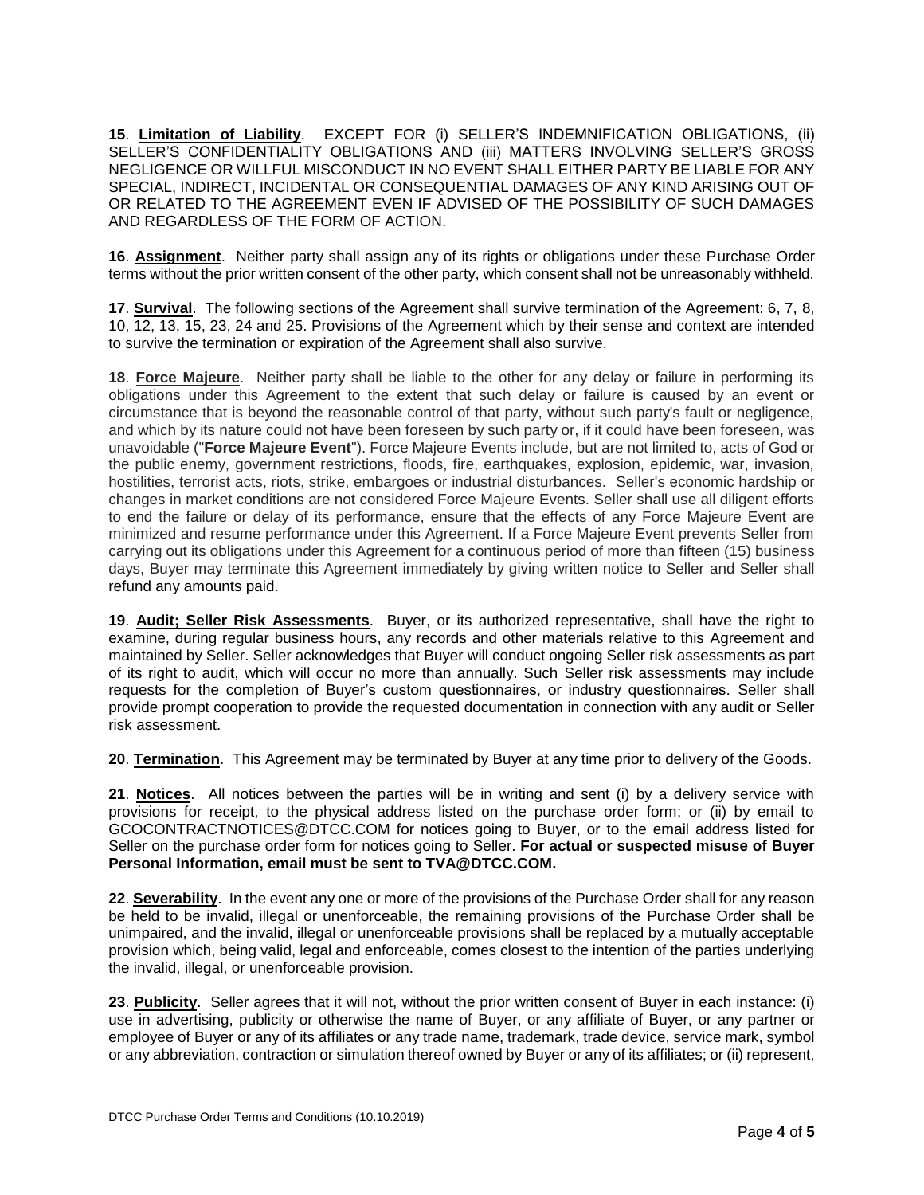**15**. **Limitation of Liability**. EXCEPT FOR (i) SELLER'S INDEMNIFICATION OBLIGATIONS, (ii) SELLER'S CONFIDENTIALITY OBLIGATIONS AND (iii) MATTERS INVOLVING SELLER'S GROSS NEGLIGENCE OR WILLFUL MISCONDUCT IN NO EVENT SHALL EITHER PARTY BE LIABLE FOR ANY SPECIAL, INDIRECT, INCIDENTAL OR CONSEQUENTIAL DAMAGES OF ANY KIND ARISING OUT OF OR RELATED TO THE AGREEMENT EVEN IF ADVISED OF THE POSSIBILITY OF SUCH DAMAGES AND REGARDLESS OF THE FORM OF ACTION.

**16**. **Assignment**. Neither party shall assign any of its rights or obligations under these Purchase Order terms without the prior written consent of the other party, which consent shall not be unreasonably withheld.

**17**. **Survival**. The following sections of the Agreement shall survive termination of the Agreement: 6, 7, 8, 10, 12, 13, 15, 23, 24 and 25. Provisions of the Agreement which by their sense and context are intended to survive the termination or expiration of the Agreement shall also survive.

**18**. **Force Majeure**. Neither party shall be liable to the other for any delay or failure in performing its obligations under this Agreement to the extent that such delay or failure is caused by an event or circumstance that is beyond the reasonable control of that party, without such party's fault or negligence, and which by its nature could not have been foreseen by such party or, if it could have been foreseen, was unavoidable ("**Force Majeure Event**"). Force Majeure Events include, but are not limited to, acts of God or the public enemy, government restrictions, floods, fire, earthquakes, explosion, epidemic, war, invasion, hostilities, terrorist acts, riots, strike, embargoes or industrial disturbances. Seller's economic hardship or changes in market conditions are not considered Force Majeure Events. Seller shall use all diligent efforts to end the failure or delay of its performance, ensure that the effects of any Force Majeure Event are minimized and resume performance under this Agreement. If a Force Majeure Event prevents Seller from carrying out its obligations under this Agreement for a continuous period of more than fifteen (15) business days, Buyer may terminate this Agreement immediately by giving written notice to Seller and Seller shall refund any amounts paid.

**19**. **Audit; Seller Risk Assessments**. Buyer, or its authorized representative, shall have the right to examine, during regular business hours, any records and other materials relative to this Agreement and maintained by Seller. Seller acknowledges that Buyer will conduct ongoing Seller risk assessments as part of its right to audit, which will occur no more than annually. Such Seller risk assessments may include requests for the completion of Buyer's custom questionnaires, or industry questionnaires. Seller shall provide prompt cooperation to provide the requested documentation in connection with any audit or Seller risk assessment.

**20**. **Termination**. This Agreement may be terminated by Buyer at any time prior to delivery of the Goods.

**21**. **Notices**. All notices between the parties will be in writing and sent (i) by a delivery service with provisions for receipt, to the physical address listed on the purchase order form; or (ii) by email to GCOCONTRACTNOTICES@DTCC.COM for notices going to Buyer, or to the email address listed for Seller on the purchase order form for notices going to Seller. **For actual or suspected misuse of Buyer Personal Information, email must be sent to TVA@DTCC.COM.**

**22**. **Severability**. In the event any one or more of the provisions of the Purchase Order shall for any reason be held to be invalid, illegal or unenforceable, the remaining provisions of the Purchase Order shall be unimpaired, and the invalid, illegal or unenforceable provisions shall be replaced by a mutually acceptable provision which, being valid, legal and enforceable, comes closest to the intention of the parties underlying the invalid, illegal, or unenforceable provision.

**23**. **Publicity**. Seller agrees that it will not, without the prior written consent of Buyer in each instance: (i) use in advertising, publicity or otherwise the name of Buyer, or any affiliate of Buyer, or any partner or employee of Buyer or any of its affiliates or any trade name, trademark, trade device, service mark, symbol or any abbreviation, contraction or simulation thereof owned by Buyer or any of its affiliates; or (ii) represent,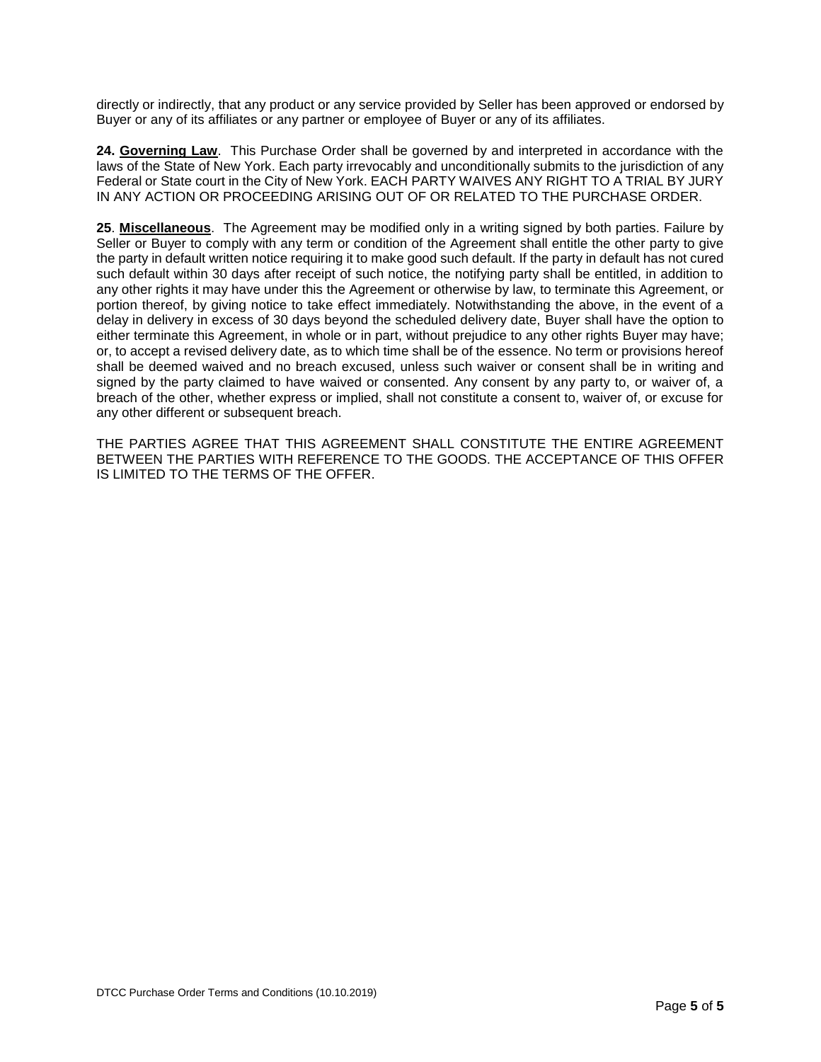directly or indirectly, that any product or any service provided by Seller has been approved or endorsed by Buyer or any of its affiliates or any partner or employee of Buyer or any of its affiliates.

**24. Governing Law**. This Purchase Order shall be governed by and interpreted in accordance with the laws of the State of New York. Each party irrevocably and unconditionally submits to the jurisdiction of any Federal or State court in the City of New York. EACH PARTY WAIVES ANY RIGHT TO A TRIAL BY JURY IN ANY ACTION OR PROCEEDING ARISING OUT OF OR RELATED TO THE PURCHASE ORDER.

**25**. **Miscellaneous**. The Agreement may be modified only in a writing signed by both parties. Failure by Seller or Buyer to comply with any term or condition of the Agreement shall entitle the other party to give the party in default written notice requiring it to make good such default. If the party in default has not cured such default within 30 days after receipt of such notice, the notifying party shall be entitled, in addition to any other rights it may have under this the Agreement or otherwise by law, to terminate this Agreement, or portion thereof, by giving notice to take effect immediately. Notwithstanding the above, in the event of a delay in delivery in excess of 30 days beyond the scheduled delivery date, Buyer shall have the option to either terminate this Agreement, in whole or in part, without prejudice to any other rights Buyer may have; or, to accept a revised delivery date, as to which time shall be of the essence. No term or provisions hereof shall be deemed waived and no breach excused, unless such waiver or consent shall be in writing and signed by the party claimed to have waived or consented. Any consent by any party to, or waiver of, a breach of the other, whether express or implied, shall not constitute a consent to, waiver of, or excuse for any other different or subsequent breach.

THE PARTIES AGREE THAT THIS AGREEMENT SHALL CONSTITUTE THE ENTIRE AGREEMENT BETWEEN THE PARTIES WITH REFERENCE TO THE GOODS. THE ACCEPTANCE OF THIS OFFER IS LIMITED TO THE TERMS OF THE OFFER.